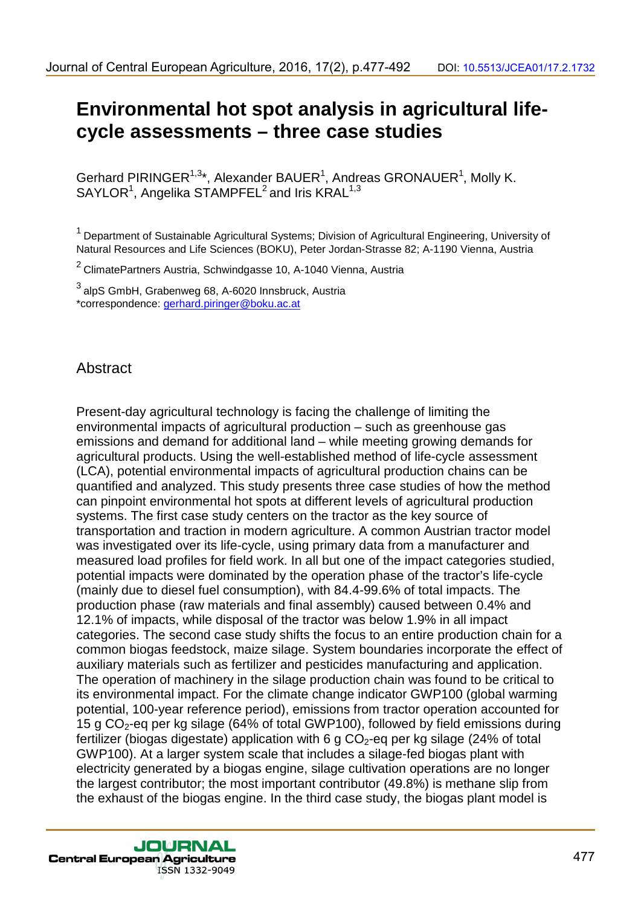# Environmental hot spot analysis in agricultural life-cycle assessments – three case studies

Gerhard PIRINGER[1,3]*, Alexander BAUER[1], Andreas GRONAUER[1], Molly K. SAYLOR[1], Angelika STAMPFEL[2] and Iris KRAL[1,3]

[1] Department of Sustainable Agricultural Systems; Division of Agricultural Engineering, University of Natural Resources and Life Sciences (BOKU), Peter Jordan-Strasse 82; A-1190 Vienna, Austria

[2] ClimatePartners Austria, Schwindgasse 10, A-1040 Vienna, Austria

[3] alpS GmbH, Grabenweg 68, A-6020 Innsbruck, Austria

*correspondence: gerhard.piringer@boku.ac.at

## Abstract

Present-day agricultural technology is facing the challenge of limiting the environmental impacts of agricultural production – such as greenhouse gas emissions and demand for additional land – while meeting growing demands for agricultural products. Using the well-established method of life-cycle assessment (LCA), potential environmental impacts of agricultural production chains can be quantified and analyzed. This study presents three case studies of how the method can pinpoint environmental hot spots at different levels of agricultural production systems. The first case study centers on the tractor as the key source of transportation and traction in modern agriculture. A common Austrian tractor model was investigated over its life-cycle, using primary data from a manufacturer and measured load profiles for field work. In all but one of the impact categories studied, potential impacts were dominated by the operation phase of the tractor's life-cycle (mainly due to diesel fuel consumption), with 84.4-99.6% of total impacts. The production phase (raw materials and final assembly) caused between 0.4% and 12.1% of impacts, while disposal of the tractor was below 1.9% in all impact categories. The second case study shifts the focus to an entire production chain for a common biogas feedstock, maize silage. System boundaries incorporate the effect of auxiliary materials such as fertilizer and pesticides manufacturing and application. The operation of machinery in the silage production chain was found to be critical to its environmental impact. For the climate change indicator GWP100 (global warming potential, 100-year reference period), emissions from tractor operation accounted for 15 g $CO_2$-eq per kg silage (64% of total GWP100), followed by field emissions during fertilizer (biogas digestate) application with 6 g $CO_2$-eq per kg silage (24% of total GWP100). At a larger system scale that includes a silage-fed biogas plant with electricity generated by a biogas engine, silage cultivation operations are no longer the largest contributor; the most important contributor (49.8%) is methane slip from the exhaust of the biogas engine. In the third case study, the biogas plant model is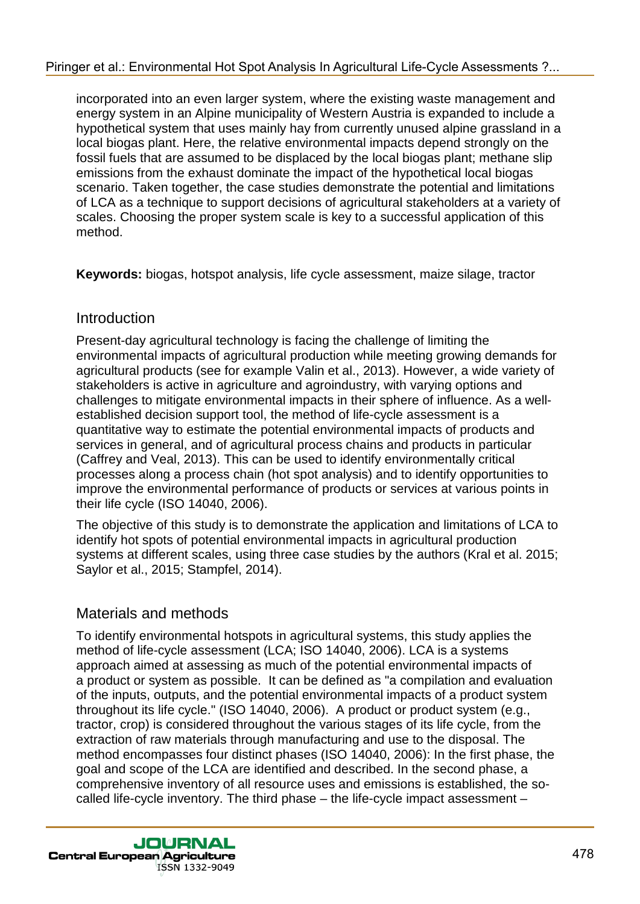incorporated into an even larger system, where the existing waste management and energy system in an Alpine municipality of Western Austria is expanded to include a hypothetical system that uses mainly hay from currently unused alpine grassland in a local biogas plant. Here, the relative environmental impacts depend strongly on the fossil fuels that are assumed to be displaced by the local biogas plant; methane slip emissions from the exhaust dominate the impact of the hypothetical local biogas scenario. Taken together, the case studies demonstrate the potential and limitations of LCA as a technique to support decisions of agricultural stakeholders at a variety of scales. Choosing the proper system scale is key to a successful application of this method.

**Keywords:** biogas, hotspot analysis, life cycle assessment, maize silage, tractor

## Introduction

Present-day agricultural technology is facing the challenge of limiting the environmental impacts of agricultural production while meeting growing demands for agricultural products (see for example Valin et al., 2013). However, a wide variety of stakeholders is active in agriculture and agroindustry, with varying options and challenges to mitigate environmental impacts in their sphere of influence. As a well-established decision support tool, the method of life-cycle assessment is a quantitative way to estimate the potential environmental impacts of products and services in general, and of agricultural process chains and products in particular (Caffrey and Veal, 2013). This can be used to identify environmentally critical processes along a process chain (hot spot analysis) and to identify opportunities to improve the environmental performance of products or services at various points in their life cycle (ISO 14040, 2006).

The objective of this study is to demonstrate the application and limitations of LCA to identify hot spots of potential environmental impacts in agricultural production systems at different scales, using three case studies by the authors (Kral et al. 2015; Saylor et al., 2015; Stampfel, 2014).

## Materials and methods

To identify environmental hotspots in agricultural systems, this study applies the method of life-cycle assessment (LCA; ISO 14040, 2006). LCA is a systems approach aimed at assessing as much of the potential environmental impacts of a product or system as possible. It can be defined as "a compilation and evaluation of the inputs, outputs, and the potential environmental impacts of a product system throughout its life cycle." (ISO 14040, 2006). A product or product system (e.g., tractor, crop) is considered throughout the various stages of its life cycle, from the extraction of raw materials through manufacturing and use to the disposal. The method encompasses four distinct phases (ISO 14040, 2006): In the first phase, the goal and scope of the LCA are identified and described. In the second phase, a comprehensive inventory of all resource uses and emissions is established, the so-called life-cycle inventory. The third phase – the life-cycle impact assessment –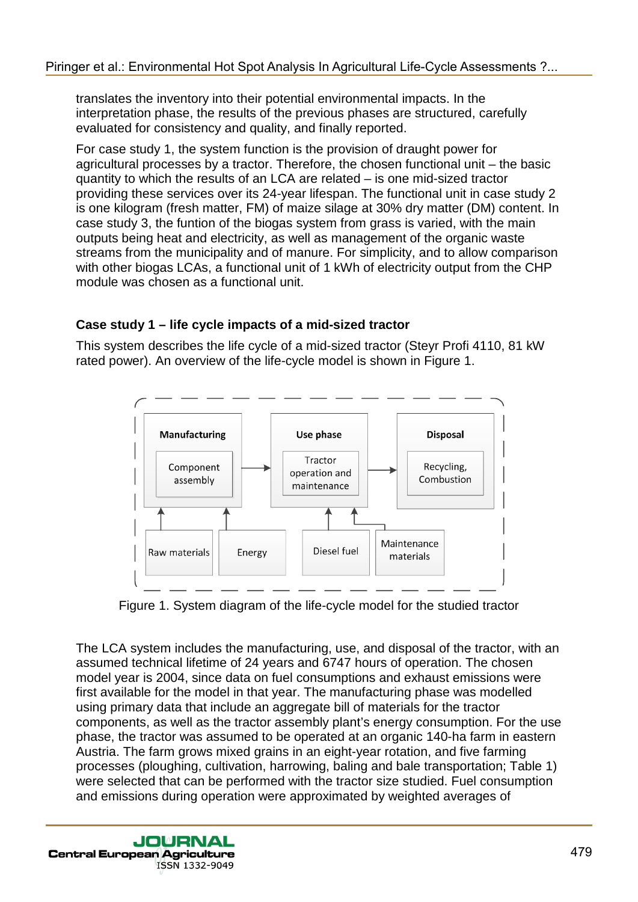translates the inventory into their potential environmental impacts. In the interpretation phase, the results of the previous phases are structured, carefully evaluated for consistency and quality, and finally reported.

For case study 1, the system function is the provision of draught power for agricultural processes by a tractor. Therefore, the chosen functional unit – the basic quantity to which the results of an LCA are related – is one mid-sized tractor providing these services over its 24-year lifespan. The functional unit in case study 2 is one kilogram (fresh matter, FM) of maize silage at 30% dry matter (DM) content. In case study 3, the funtion of the biogas system from grass is varied, with the main outputs being heat and electricity, as well as management of the organic waste streams from the municipality and of manure. For simplicity, and to allow comparison with other biogas LCAs, a functional unit of 1 kWh of electricity output from the CHP module was chosen as a functional unit.

### Case study 1 – life cycle impacts of a mid-sized tractor

This system describes the life cycle of a mid-sized tractor (Steyr Profi 4110, 81 kW rated power). An overview of the life-cycle model is shown in Figure 1.

Figure 1. System diagram of the life-cycle model for the studied tractor

The LCA system includes the manufacturing, use, and disposal of the tractor, with an assumed technical lifetime of 24 years and 6747 hours of operation. The chosen model year is 2004, since data on fuel consumptions and exhaust emissions were first available for the model in that year. The manufacturing phase was modelled using primary data that include an aggregate bill of materials for the tractor components, as well as the tractor assembly plant's energy consumption. For the use phase, the tractor was assumed to be operated at an organic 140-ha farm in eastern Austria. The farm grows mixed grains in an eight-year rotation, and five farming processes (ploughing, cultivation, harrowing, baling and bale transportation; Table 1) were selected that can be performed with the tractor size studied. Fuel consumption and emissions during operation were approximated by weighted averages of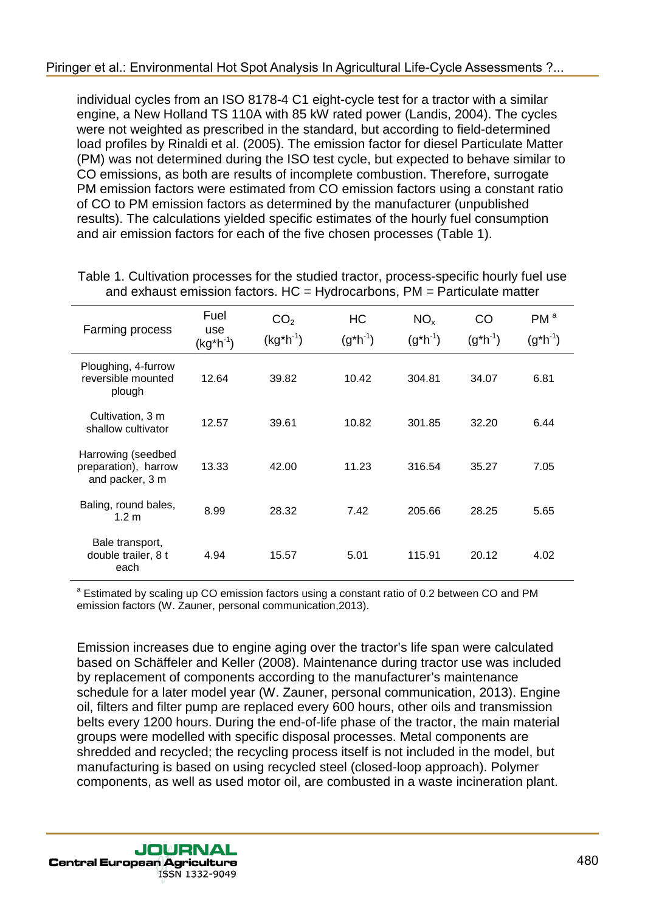individual cycles from an ISO 8178-4 C1 eight-cycle test for a tractor with a similar engine, a New Holland TS 110A with 85 kW rated power (Landis, 2004). The cycles were not weighted as prescribed in the standard, but according to field-determined load profiles by Rinaldi et al. (2005). The emission factor for diesel Particulate Matter (PM) was not determined during the ISO test cycle, but expected to behave similar to CO emissions, as both are results of incomplete combustion. Therefore, surrogate PM emission factors were estimated from CO emission factors using a constant ratio of CO to PM emission factors as determined by the manufacturer (unpublished results). The calculations yielded specific estimates of the hourly fuel consumption and air emission factors for each of the five chosen processes (Table 1).

Table 1. Cultivation processes for the studied tractor, process-specific hourly fuel use and exhaust emission factors. HC = Hydrocarbons, PM = Particulate matter

| Farming process | Fuel use ($kg*h^{-1}$) | $CO_2$ ($kg*h^{-1}$) | HC ($g*h^{-1}$) | $NO_x$ ($g*h^{-1}$) | CO ($g*h^{-1}$) | PM [a] ($g*h^{-1}$) |
|---|---|---|---|---|---|---|
| Ploughing, 4-furrow reversible mounted plough | 12.64 | 39.82 | 10.42 | 304.81 | 34.07 | 6.81 |
| Cultivation, 3 m shallow cultivator | 12.57 | 39.61 | 10.82 | 301.85 | 32.20 | 6.44 |
| Harrowing (seedbed preparation), harrow and packer, 3 m | 13.33 | 42.00 | 11.23 | 316.54 | 35.27 | 7.05 |
| Baling, round bales, 1.2 m | 8.99 | 28.32 | 7.42 | 205.66 | 28.25 | 5.65 |
| Bale transport, double trailer, 8 t each | 4.94 | 15.57 | 5.01 | 115.91 | 20.12 | 4.02 |

[a] Estimated by scaling up CO emission factors using a constant ratio of 0.2 between CO and PM emission factors (W. Zauner, personal communication,2013).

Emission increases due to engine aging over the tractor's life span were calculated based on Schäffeler and Keller (2008). Maintenance during tractor use was included by replacement of components according to the manufacturer's maintenance schedule for a later model year (W. Zauner, personal communication, 2013). Engine oil, filters and filter pump are replaced every 600 hours, other oils and transmission belts every 1200 hours. During the end-of-life phase of the tractor, the main material groups were modelled with specific disposal processes. Metal components are shredded and recycled; the recycling process itself is not included in the model, but manufacturing is based on using recycled steel (closed-loop approach). Polymer components, as well as used motor oil, are combusted in a waste incineration plant.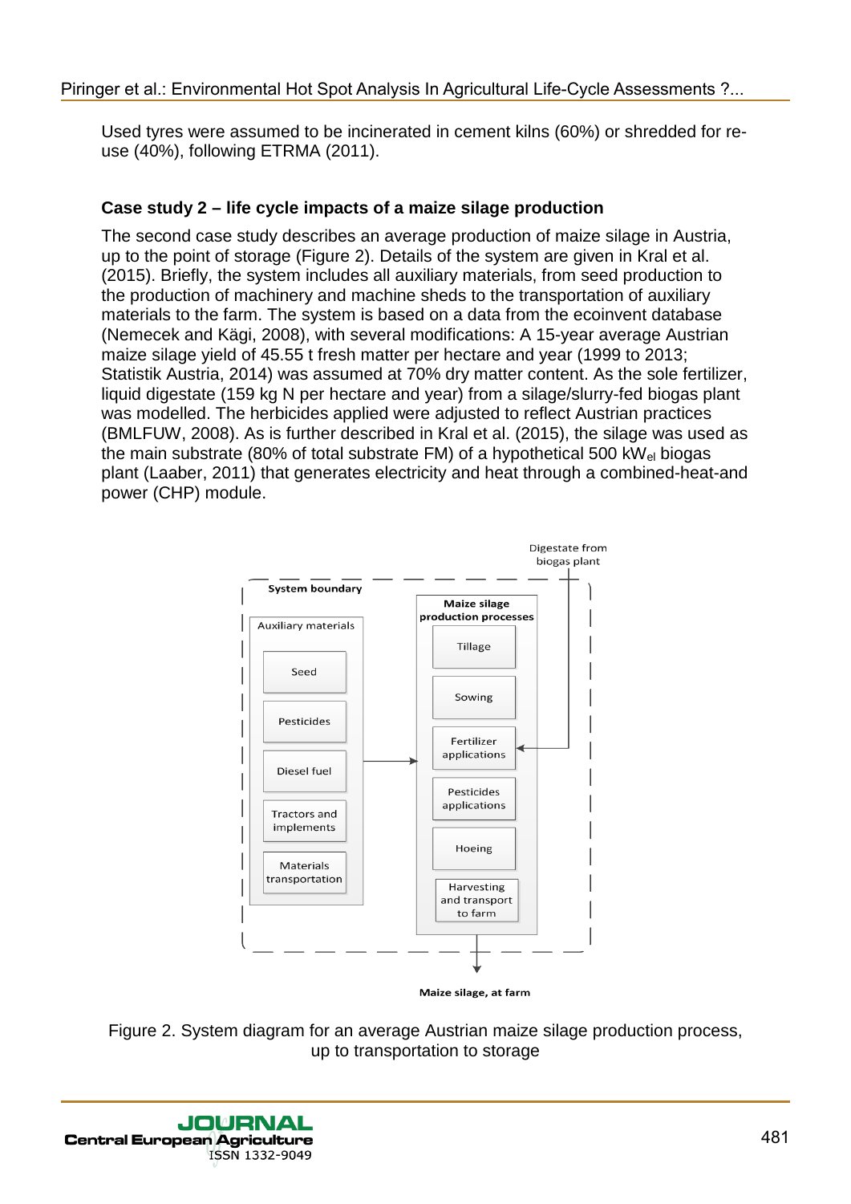Used tyres were assumed to be incinerated in cement kilns (60%) or shredded for re-use (40%), following ETRMA (2011).

### Case study 2 – life cycle impacts of a maize silage production

The second case study describes an average production of maize silage in Austria, up to the point of storage (Figure 2). Details of the system are given in Kral et al. (2015). Briefly, the system includes all auxiliary materials, from seed production to the production of machinery and machine sheds to the transportation of auxiliary materials to the farm. The system is based on a data from the ecoinvent database (Nemecek and Kägi, 2008), with several modifications: A 15-year average Austrian maize silage yield of 45.55 t fresh matter per hectare and year (1999 to 2013; Statistik Austria, 2014) was assumed at 70% dry matter content. As the sole fertilizer, liquid digestate (159 kg N per hectare and year) from a silage/slurry-fed biogas plant was modelled. The herbicides applied were adjusted to reflect Austrian practices (BMLFUW, 2008). As is further described in Kral et al. (2015), the silage was used as the main substrate (80% of total substrate FM) of a hypothetical 500 $kW_{el}$ biogas plant (Laaber, 2011) that generates electricity and heat through a combined-heat-and power (CHP) module.

Digestate from biogas plant

System boundary

Auxiliary materials: Seed, Pesticides, Diesel fuel, Tractors and implements, Materials transportation

Maize silage production processes: Tillage, Sowing, Fertilizer applications, Pesticides applications, Hoeing, Harvesting and transport to farm

Maize silage, at farm

Figure 2. System diagram for an average Austrian maize silage production process, up to transportation to storage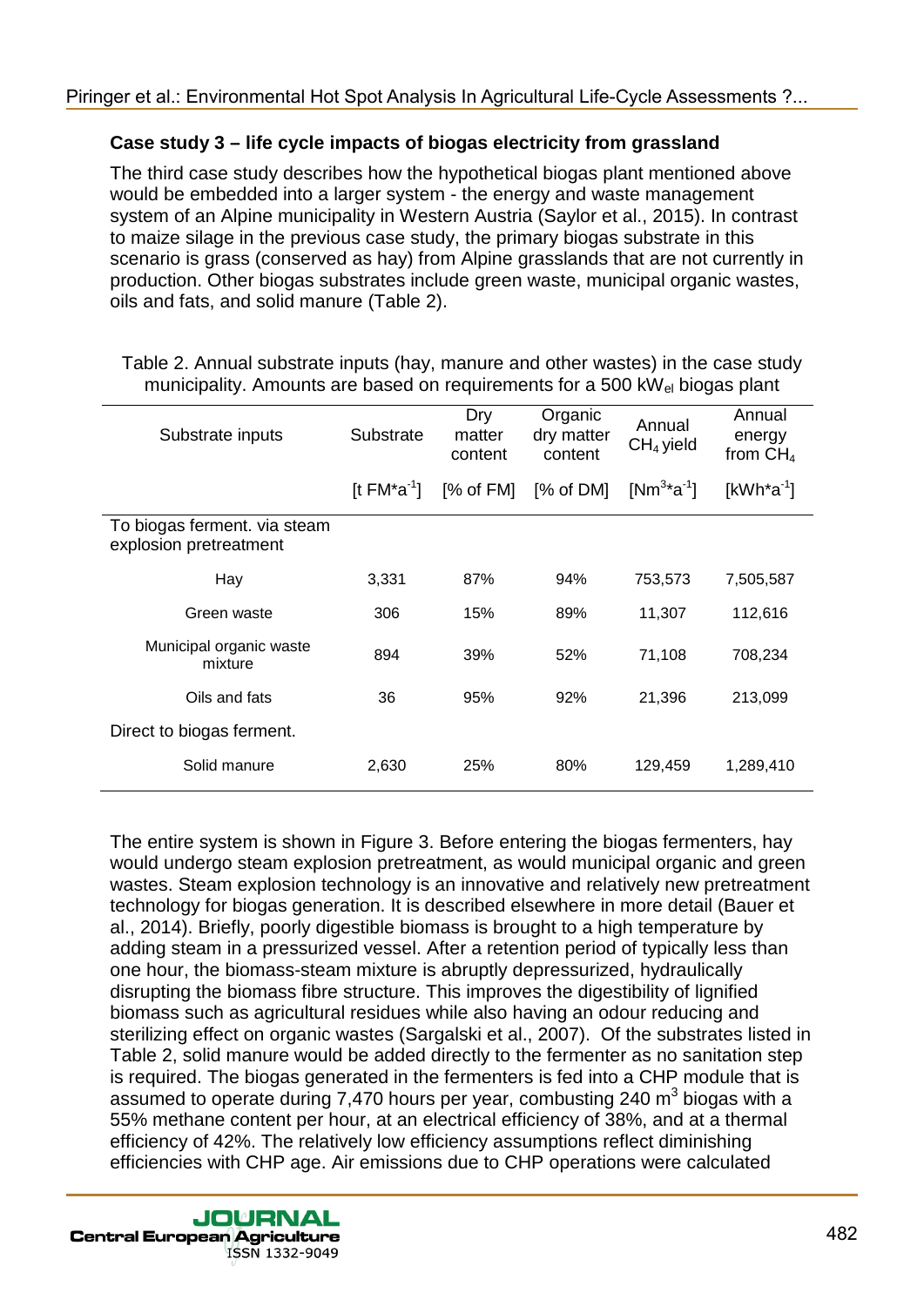### Case study 3 – life cycle impacts of biogas electricity from grassland

The third case study describes how the hypothetical biogas plant mentioned above would be embedded into a larger system - the energy and waste management system of an Alpine municipality in Western Austria (Saylor et al., 2015). In contrast to maize silage in the previous case study, the primary biogas substrate in this scenario is grass (conserved as hay) from Alpine grasslands that are not currently in production. Other biogas substrates include green waste, municipal organic wastes, oils and fats, and solid manure (Table 2).

Table 2. Annual substrate inputs (hay, manure and other wastes) in the case study municipality. Amounts are based on requirements for a 500 $kW_{el}$ biogas plant

| Substrate inputs | Substrate | Dry matter content | Organic dry matter content | Annual $CH_4$ yield | Annual energy from $CH_4$ |
|---|---|---|---|---|---|
| | [t $FM*a^{-1}$] | [% of FM] | [% of DM] | [$Nm^3*a^{-1}$] | [$kWh*a^{-1}$] |
| To biogas ferment. via steam explosion pretreatment | | | | | |
| Hay | 3,331 | 87% | 94% | 753,573 | 7,505,587 |
| Green waste | 306 | 15% | 89% | 11,307 | 112,616 |
| Municipal organic waste mixture | 894 | 39% | 52% | 71,108 | 708,234 |
| Oils and fats | 36 | 95% | 92% | 21,396 | 213,099 |
| Direct to biogas ferment. | | | | | |
| Solid manure | 2,630 | 25% | 80% | 129,459 | 1,289,410 |

The entire system is shown in Figure 3. Before entering the biogas fermenters, hay would undergo steam explosion pretreatment, as would municipal organic and green wastes. Steam explosion technology is an innovative and relatively new pretreatment technology for biogas generation. It is described elsewhere in more detail (Bauer et al., 2014). Briefly, poorly digestible biomass is brought to a high temperature by adding steam in a pressurized vessel. After a retention period of typically less than one hour, the biomass-steam mixture is abruptly depressurized, hydraulically disrupting the biomass fibre structure. This improves the digestibility of lignified biomass such as agricultural residues while also having an odour reducing and sterilizing effect on organic wastes (Sargalski et al., 2007). Of the substrates listed in Table 2, solid manure would be added directly to the fermenter as no sanitation step is required. The biogas generated in the fermenters is fed into a CHP module that is assumed to operate during 7,470 hours per year, combusting 240 $m^3$ biogas with a 55% methane content per hour, at an electrical efficiency of 38%, and at a thermal efficiency of 42%. The relatively low efficiency assumptions reflect diminishing efficiencies with CHP age. Air emissions due to CHP operations were calculated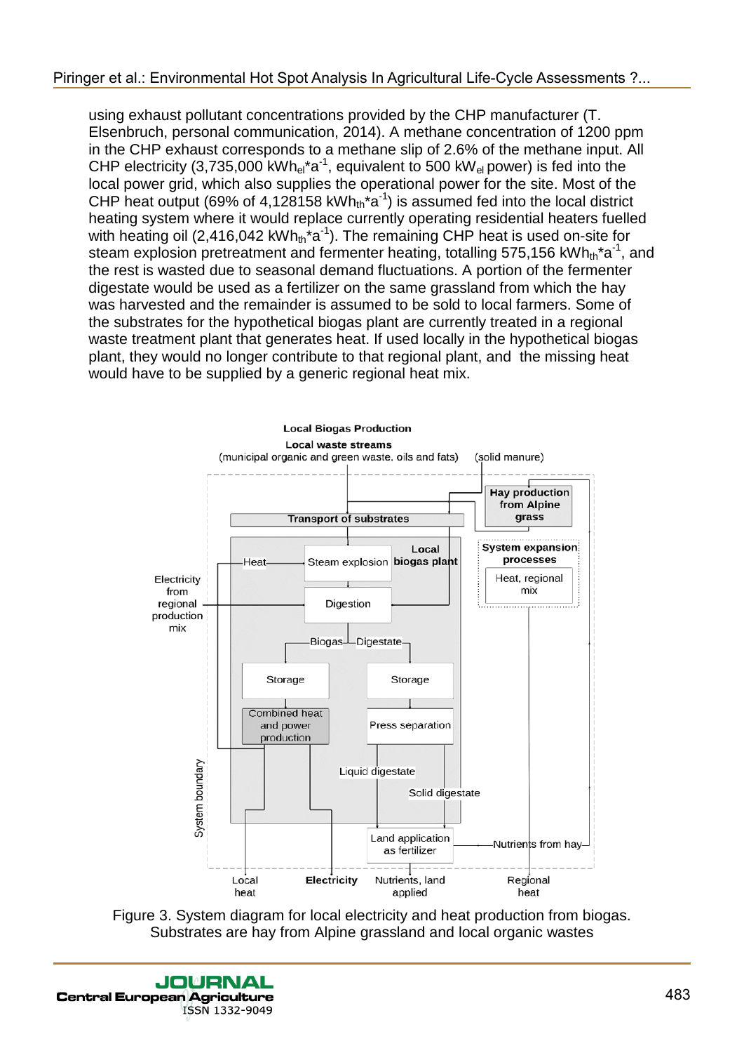using exhaust pollutant concentrations provided by the CHP manufacturer (T. Elsenbruch, personal communication, 2014). A methane concentration of 1200 ppm in the CHP exhaust corresponds to a methane slip of 2.6% of the methane input. All CHP electricity (3,735,000 $kWh_{el}*a^{-1}$, equivalent to 500 $kW_{el}$ power) is fed into the local power grid, which also supplies the operational power for the site. Most of the CHP heat output (69% of 4,128158 $kWh_{th}*a^{-1}$) is assumed fed into the local district heating system where it would replace currently operating residential heaters fuelled with heating oil (2,416,042 $kWh_{th}*a^{-1}$). The remaining CHP heat is used on-site for steam explosion pretreatment and fermenter heating, totalling 575,156 $kWh_{th}*a^{-1}$, and the rest is wasted due to seasonal demand fluctuations. A portion of the fermenter digestate would be used as a fertilizer on the same grassland from which the hay was harvested and the remainder is assumed to be sold to local farmers. Some of the substrates for the hypothetical biogas plant are currently treated in a regional waste treatment plant that generates heat. If used locally in the hypothetical biogas plant, they would no longer contribute to that regional plant, and the missing heat would have to be supplied by a generic regional heat mix.

Figure 3. System diagram for local electricity and heat production from biogas. Substrates are hay from Alpine grassland and local organic wastes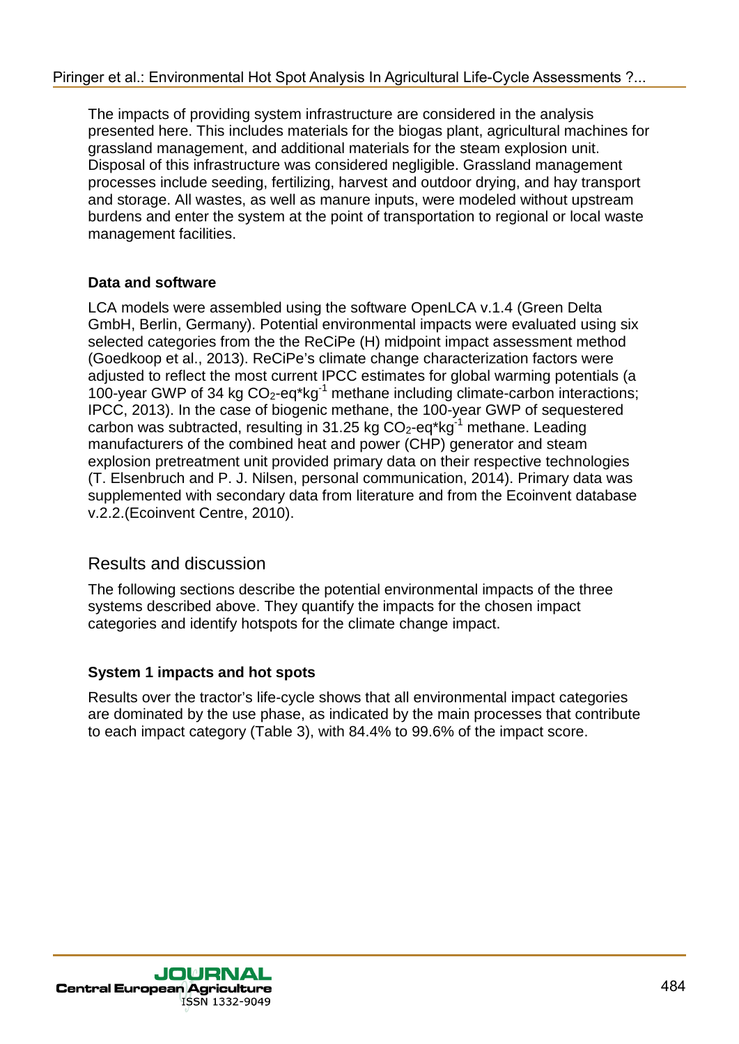The impacts of providing system infrastructure are considered in the analysis presented here. This includes materials for the biogas plant, agricultural machines for grassland management, and additional materials for the steam explosion unit. Disposal of this infrastructure was considered negligible. Grassland management processes include seeding, fertilizing, harvest and outdoor drying, and hay transport and storage. All wastes, as well as manure inputs, were modeled without upstream burdens and enter the system at the point of transportation to regional or local waste management facilities.

### Data and software

LCA models were assembled using the software OpenLCA v.1.4 (Green Delta GmbH, Berlin, Germany). Potential environmental impacts were evaluated using six selected categories from the the ReCiPe (H) midpoint impact assessment method (Goedkoop et al., 2013). ReCiPe's climate change characterization factors were adjusted to reflect the most current IPCC estimates for global warming potentials (a 100-year GWP of 34 kg $CO_2$-eq*$kg^{-1}$ methane including climate-carbon interactions; IPCC, 2013). In the case of biogenic methane, the 100-year GWP of sequestered carbon was subtracted, resulting in 31.25 kg $CO_2$-eq*$kg^{-1}$ methane. Leading manufacturers of the combined heat and power (CHP) generator and steam explosion pretreatment unit provided primary data on their respective technologies (T. Elsenbruch and P. J. Nilsen, personal communication, 2014). Primary data was supplemented with secondary data from literature and from the Ecoinvent database v.2.2.(Ecoinvent Centre, 2010).

## Results and discussion

The following sections describe the potential environmental impacts of the three systems described above. They quantify the impacts for the chosen impact categories and identify hotspots for the climate change impact.

### System 1 impacts and hot spots

Results over the tractor's life-cycle shows that all environmental impact categories are dominated by the use phase, as indicated by the main processes that contribute to each impact category (Table 3), with 84.4% to 99.6% of the impact score.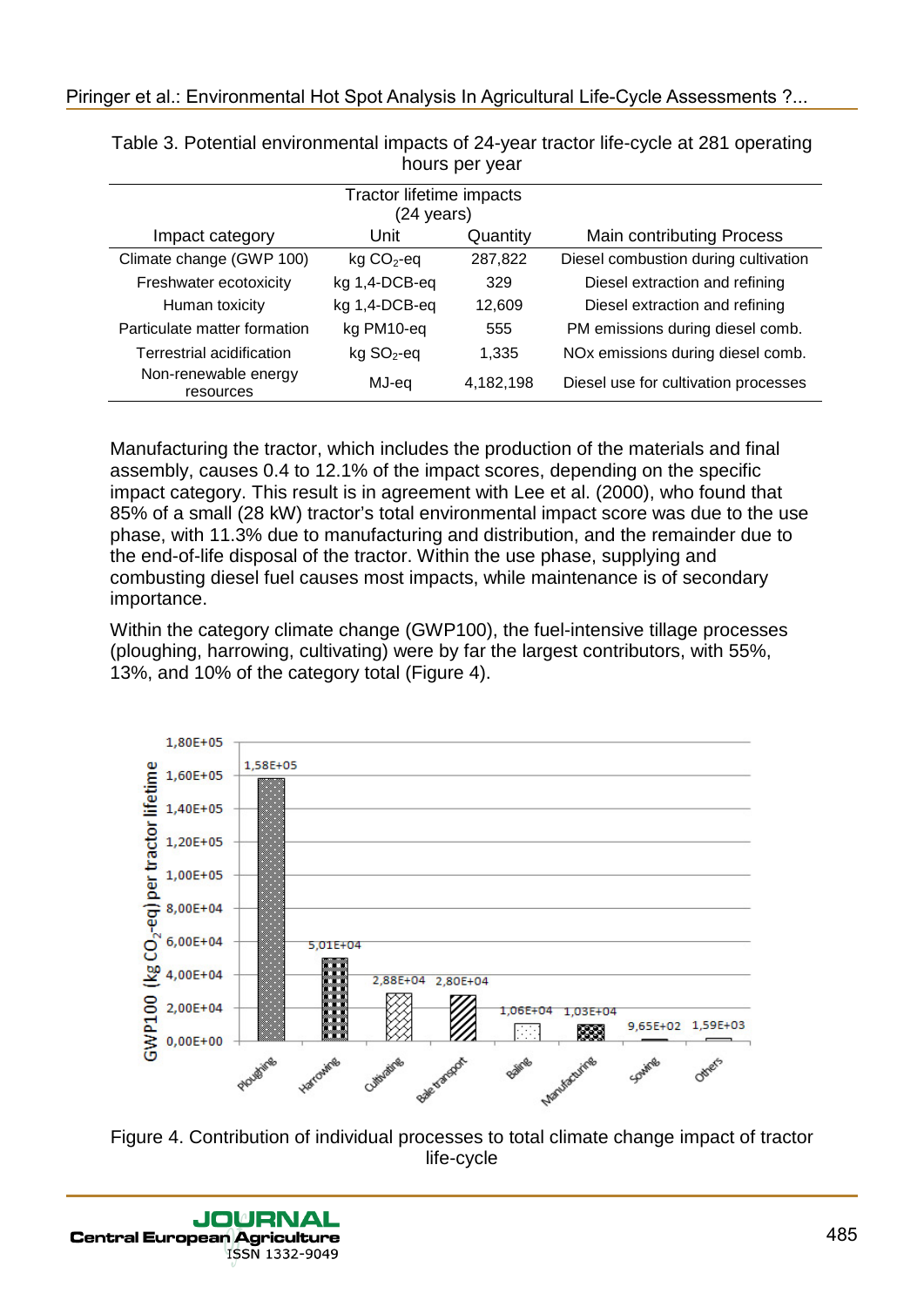Table 3. Potential environmental impacts of 24-year tractor life-cycle at 281 operating hours per year

| Impact category | Tractor lifetime impacts (24 years) Unit | Quantity | Main contributing Process |
|---|---|---|---|
| Climate change (GWP 100) | kg $CO_2$-eq | 287,822 | Diesel combustion during cultivation |
| Freshwater ecotoxicity | kg 1,4-DCB-eq | 329 | Diesel extraction and refining |
| Human toxicity | kg 1,4-DCB-eq | 12,609 | Diesel extraction and refining |
| Particulate matter formation | kg PM10-eq | 555 | PM emissions during diesel comb. |
| Terrestrial acidification | kg $SO_2$-eq | 1,335 | NOx emissions during diesel comb. |
| Non-renewable energy resources | MJ-eq | 4,182,198 | Diesel use for cultivation processes |

Manufacturing the tractor, which includes the production of the materials and final assembly, causes 0.4 to 12.1% of the impact scores, depending on the specific impact category. This result is in agreement with Lee et al. (2000), who found that 85% of a small (28 kW) tractor's total environmental impact score was due to the use phase, with 11.3% due to manufacturing and distribution, and the remainder due to the end-of-life disposal of the tractor. Within the use phase, supplying and combusting diesel fuel causes most impacts, while maintenance is of secondary importance.

Within the category climate change (GWP100), the fuel-intensive tillage processes (ploughing, harrowing, cultivating) were by far the largest contributors, with 55%, 13%, and 10% of the category total (Figure 4).

Figure 4. Contribution of individual processes to total climate change impact of tractor life-cycle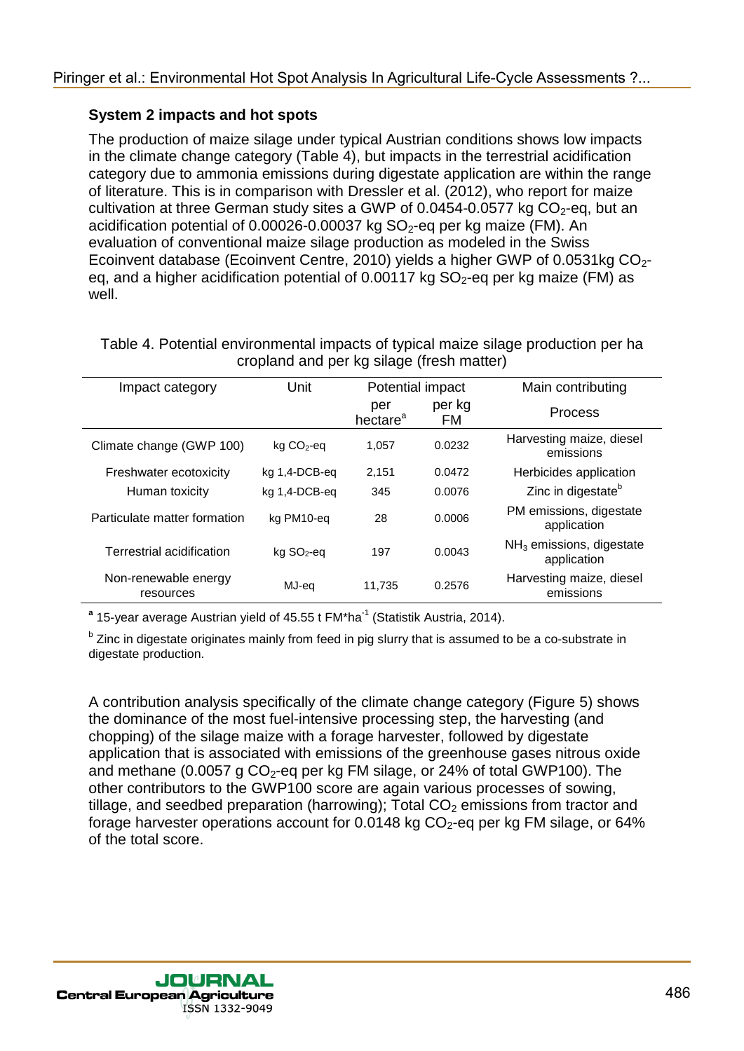### System 2 impacts and hot spots

The production of maize silage under typical Austrian conditions shows low impacts in the climate change category (Table 4), but impacts in the terrestrial acidification category due to ammonia emissions during digestate application are within the range of literature. This is in comparison with Dressler et al. (2012), who report for maize cultivation at three German study sites a GWP of 0.0454-0.0577 kg $CO_2$-eq, but an acidification potential of 0.00026-0.00037 kg $SO_2$-eq per kg maize (FM). An evaluation of conventional maize silage production as modeled in the Swiss Ecoinvent database (Ecoinvent Centre, 2010) yields a higher GWP of 0.0531kg $CO_2$-eq, and a higher acidification potential of 0.00117 kg $SO_2$-eq per kg maize (FM) as well.

Table 4. Potential environmental impacts of typical maize silage production per ha cropland and per kg silage (fresh matter)

| Impact category | Unit | Potential impact | | Main contributing |
|---|---|---|---|---|
| | | per hectare[a] | per kg FM | Process |
| Climate change (GWP 100) | kg $CO_2$-eq | 1,057 | 0.0232 | Harvesting maize, diesel emissions |
| Freshwater ecotoxicity | kg 1,4-DCB-eq | 2,151 | 0.0472 | Herbicides application |
| Human toxicity | kg 1,4-DCB-eq | 345 | 0.0076 | Zinc in digestate[b] |
| Particulate matter formation | kg PM10-eq | 28 | 0.0006 | PM emissions, digestate application |
| Terrestrial acidification | kg $SO_2$-eq | 197 | 0.0043 | $NH_3$ emissions, digestate application |
| Non-renewable energy resources | MJ-eq | 11,735 | 0.2576 | Harvesting maize, diesel emissions |

[a] 15-year average Austrian yield of 45.55 t FM*ha$^{-1}$ (Statistik Austria, 2014).

[b] Zinc in digestate originates mainly from feed in pig slurry that is assumed to be a co-substrate in digestate production.

A contribution analysis specifically of the climate change category (Figure 5) shows the dominance of the most fuel-intensive processing step, the harvesting (and chopping) of the silage maize with a forage harvester, followed by digestate application that is associated with emissions of the greenhouse gases nitrous oxide and methane (0.0057 g $CO_2$-eq per kg FM silage, or 24% of total GWP100). The other contributors to the GWP100 score are again various processes of sowing, tillage, and seedbed preparation (harrowing); Total $CO_2$ emissions from tractor and forage harvester operations account for 0.0148 kg $CO_2$-eq per kg FM silage, or 64% of the total score.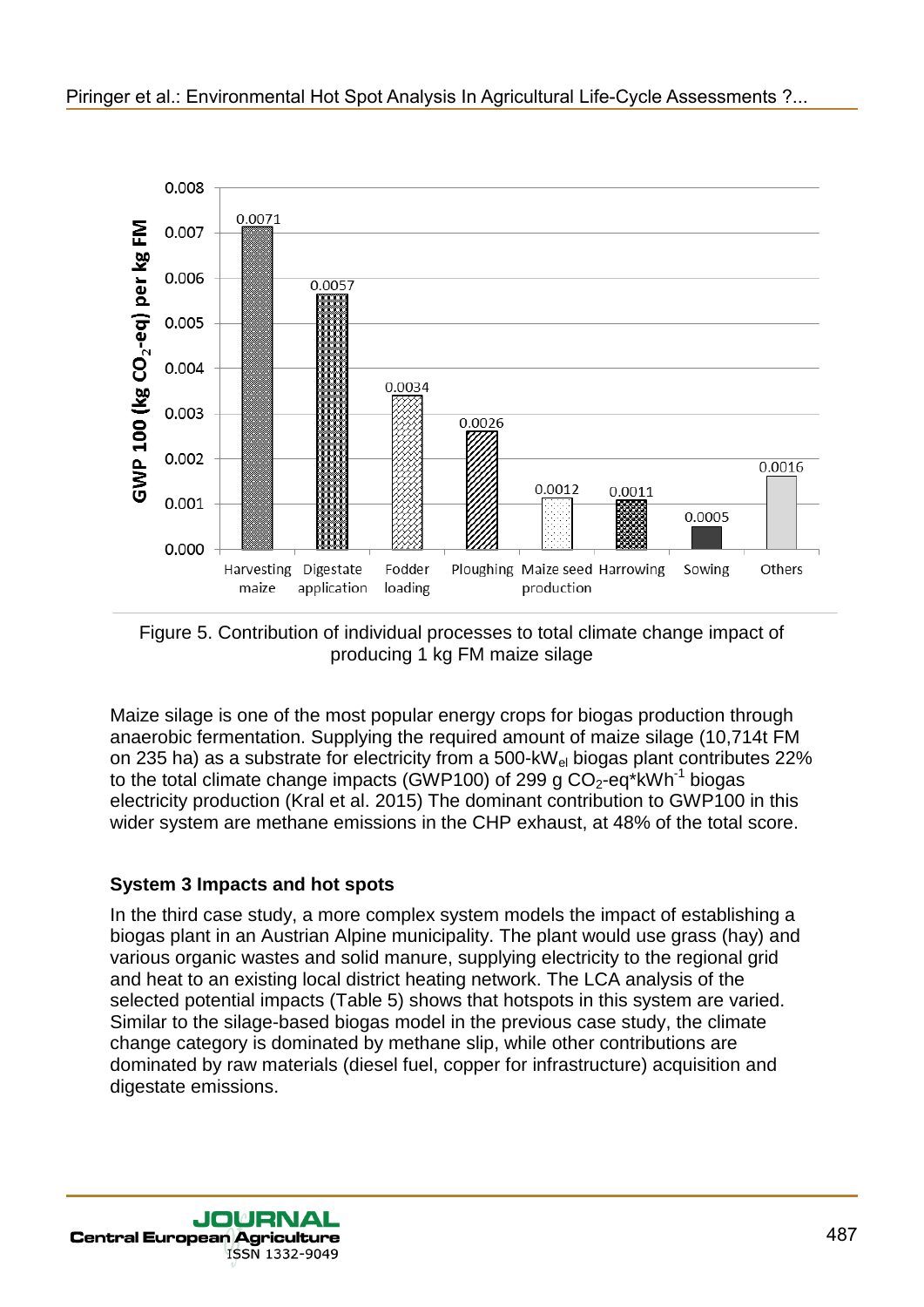Figure 5. Contribution of individual processes to total climate change impact of producing 1 kg FM maize silage

Maize silage is one of the most popular energy crops for biogas production through anaerobic fermentation. Supplying the required amount of maize silage (10,714t FM on 235 ha) as a substrate for electricity from a 500-$kW_{el}$ biogas plant contributes 22% to the total climate change impacts (GWP100) of 299 g $CO_2$-eq*$kWh^{-1}$ biogas electricity production (Kral et al. 2015) The dominant contribution to GWP100 in this wider system are methane emissions in the CHP exhaust, at 48% of the total score.

**System 3 Impacts and hot spots**

In the third case study, a more complex system models the impact of establishing a biogas plant in an Austrian Alpine municipality. The plant would use grass (hay) and various organic wastes and solid manure, supplying electricity to the regional grid and heat to an existing local district heating network. The LCA analysis of the selected potential impacts (Table 5) shows that hotspots in this system are varied. Similar to the silage-based biogas model in the previous case study, the climate change category is dominated by methane slip, while other contributions are dominated by raw materials (diesel fuel, copper for infrastructure) acquisition and digestate emissions.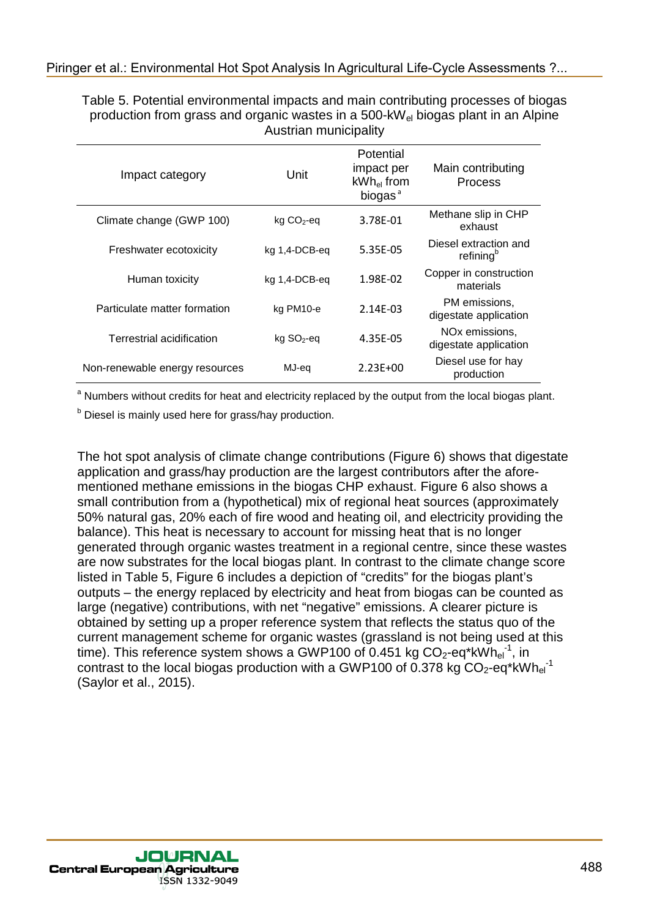Table 5. Potential environmental impacts and main contributing processes of biogas production from grass and organic wastes in a 500-$kW_{el}$ biogas plant in an Alpine Austrian municipality

| Impact category | Unit | Potential impact per $kWh_{el}$ from biogas [a] | Main contributing Process |
|---|---|---|---|
| Climate change (GWP 100) | kg $CO_2$-eq | 3.78E-01 | Methane slip in CHP exhaust |
| Freshwater ecotoxicity | kg 1,4-DCB-eq | 5.35E-05 | Diesel extraction and refining[b] |
| Human toxicity | kg 1,4-DCB-eq | 1.98E-02 | Copper in construction materials |
| Particulate matter formation | kg PM10-e | 2.14E-03 | PM emissions, digestate application |
| Terrestrial acidification | kg $SO_2$-eq | 4.35E-05 | NOx emissions, digestate application |
| Non-renewable energy resources | MJ-eq | 2.23E+00 | Diesel use for hay production |

[a] Numbers without credits for heat and electricity replaced by the output from the local biogas plant.

[b] Diesel is mainly used here for grass/hay production.

The hot spot analysis of climate change contributions (Figure 6) shows that digestate application and grass/hay production are the largest contributors after the afore-mentioned methane emissions in the biogas CHP exhaust. Figure 6 also shows a small contribution from a (hypothetical) mix of regional heat sources (approximately 50% natural gas, 20% each of fire wood and heating oil, and electricity providing the balance). This heat is necessary to account for missing heat that is no longer generated through organic wastes treatment in a regional centre, since these wastes are now substrates for the local biogas plant. In contrast to the climate change score listed in Table 5, Figure 6 includes a depiction of "credits" for the biogas plant's outputs – the energy replaced by electricity and heat from biogas can be counted as large (negative) contributions, with net "negative" emissions. A clearer picture is obtained by setting up a proper reference system that reflects the status quo of the current management scheme for organic wastes (grassland is not being used at this time). This reference system shows a GWP100 of 0.451 kg $CO_2$-eq*$kWh_{el}^{-1}$, in contrast to the local biogas production with a GWP100 of 0.378 kg $CO_2$-eq*$kWh_{el}^{-1}$ (Saylor et al., 2015).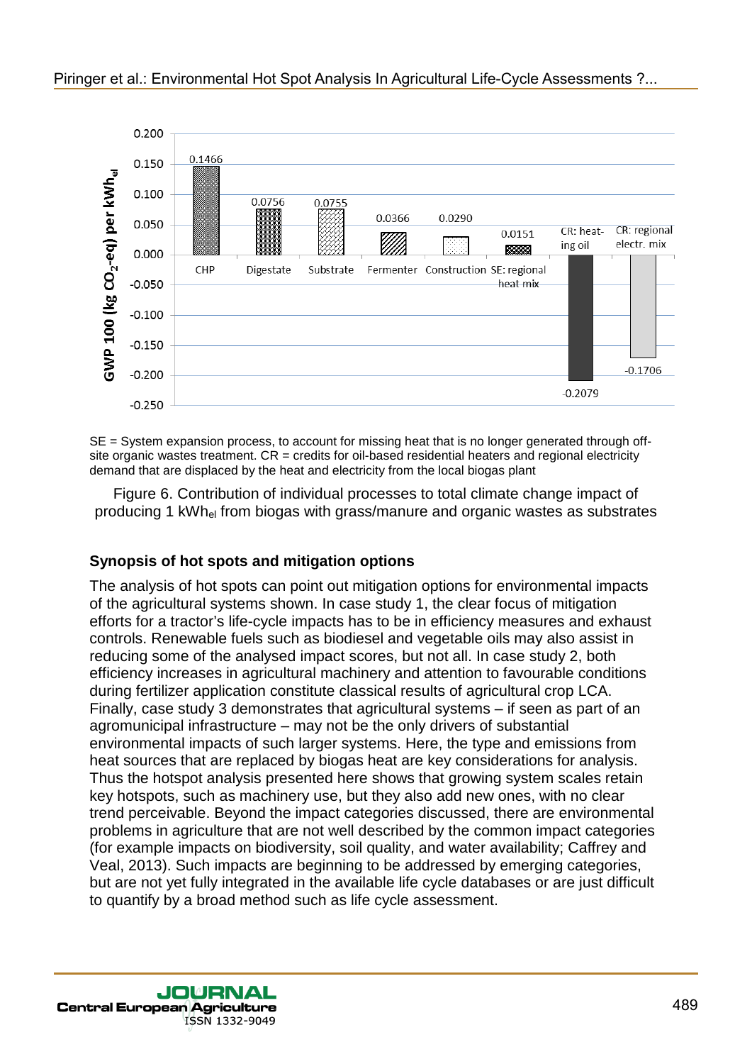SE = System expansion process, to account for missing heat that is no longer generated through off-site organic wastes treatment. CR = credits for oil-based residential heaters and regional electricity demand that are displaced by the heat and electricity from the local biogas plant

Figure 6. Contribution of individual processes to total climate change impact of producing 1 $kWh_{el}$ from biogas with grass/manure and organic wastes as substrates

### Synopsis of hot spots and mitigation options

The analysis of hot spots can point out mitigation options for environmental impacts of the agricultural systems shown. In case study 1, the clear focus of mitigation efforts for a tractor's life-cycle impacts has to be in efficiency measures and exhaust controls. Renewable fuels such as biodiesel and vegetable oils may also assist in reducing some of the analysed impact scores, but not all. In case study 2, both efficiency increases in agricultural machinery and attention to favourable conditions during fertilizer application constitute classical results of agricultural crop LCA. Finally, case study 3 demonstrates that agricultural systems – if seen as part of an agromunicipal infrastructure – may not be the only drivers of substantial environmental impacts of such larger systems. Here, the type and emissions from heat sources that are replaced by biogas heat are key considerations for analysis. Thus the hotspot analysis presented here shows that growing system scales retain key hotspots, such as machinery use, but they also add new ones, with no clear trend perceivable. Beyond the impact categories discussed, there are environmental problems in agriculture that are not well described by the common impact categories (for example impacts on biodiversity, soil quality, and water availability; Caffrey and Veal, 2013). Such impacts are beginning to be addressed by emerging categories, but are not yet fully integrated in the available life cycle databases or are just difficult to quantify by a broad method such as life cycle assessment.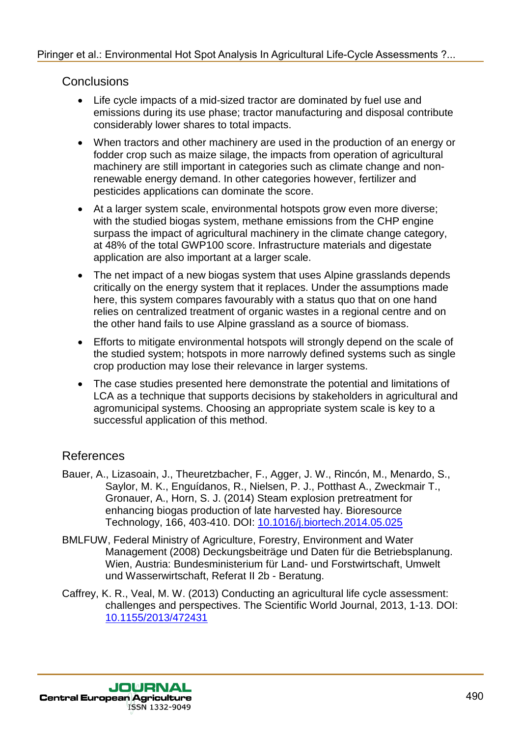## Conclusions

- Life cycle impacts of a mid-sized tractor are dominated by fuel use and emissions during its use phase; tractor manufacturing and disposal contribute considerably lower shares to total impacts.
- When tractors and other machinery are used in the production of an energy or fodder crop such as maize silage, the impacts from operation of agricultural machinery are still important in categories such as climate change and non-renewable energy demand. In other categories however, fertilizer and pesticides applications can dominate the score.
- At a larger system scale, environmental hotspots grow even more diverse; with the studied biogas system, methane emissions from the CHP engine surpass the impact of agricultural machinery in the climate change category, at 48% of the total GWP100 score. Infrastructure materials and digestate application are also important at a larger scale.
- The net impact of a new biogas system that uses Alpine grasslands depends critically on the energy system that it replaces. Under the assumptions made here, this system compares favourably with a status quo that on one hand relies on centralized treatment of organic wastes in a regional centre and on the other hand fails to use Alpine grassland as a source of biomass.
- Efforts to mitigate environmental hotspots will strongly depend on the scale of the studied system; hotspots in more narrowly defined systems such as single crop production may lose their relevance in larger systems.
- The case studies presented here demonstrate the potential and limitations of LCA as a technique that supports decisions by stakeholders in agricultural and agromunicipal systems. Choosing an appropriate system scale is key to a successful application of this method.

## References

Bauer, A., Lizasoain, J., Theuretzbacher, F., Agger, J. W., Rincón, M., Menardo, S., Saylor, M. K., Enguídanos, R., Nielsen, P. J., Potthast A., Zweckmair T., Gronauer, A., Horn, S. J. (2014) Steam explosion pretreatment for enhancing biogas production of late harvested hay. Bioresource Technology, 166, 403-410. DOI: 10.1016/j.biortech.2014.05.025

BMLFUW, Federal Ministry of Agriculture, Forestry, Environment and Water Management (2008) Deckungsbeiträge und Daten für die Betriebsplanung. Wien, Austria: Bundesministerium für Land- und Forstwirtschaft, Umwelt und Wasserwirtschaft, Referat II 2b - Beratung.

Caffrey, K. R., Veal, M. W. (2013) Conducting an agricultural life cycle assessment: challenges and perspectives. The Scientific World Journal, 2013, 1-13. DOI: 10.1155/2013/472431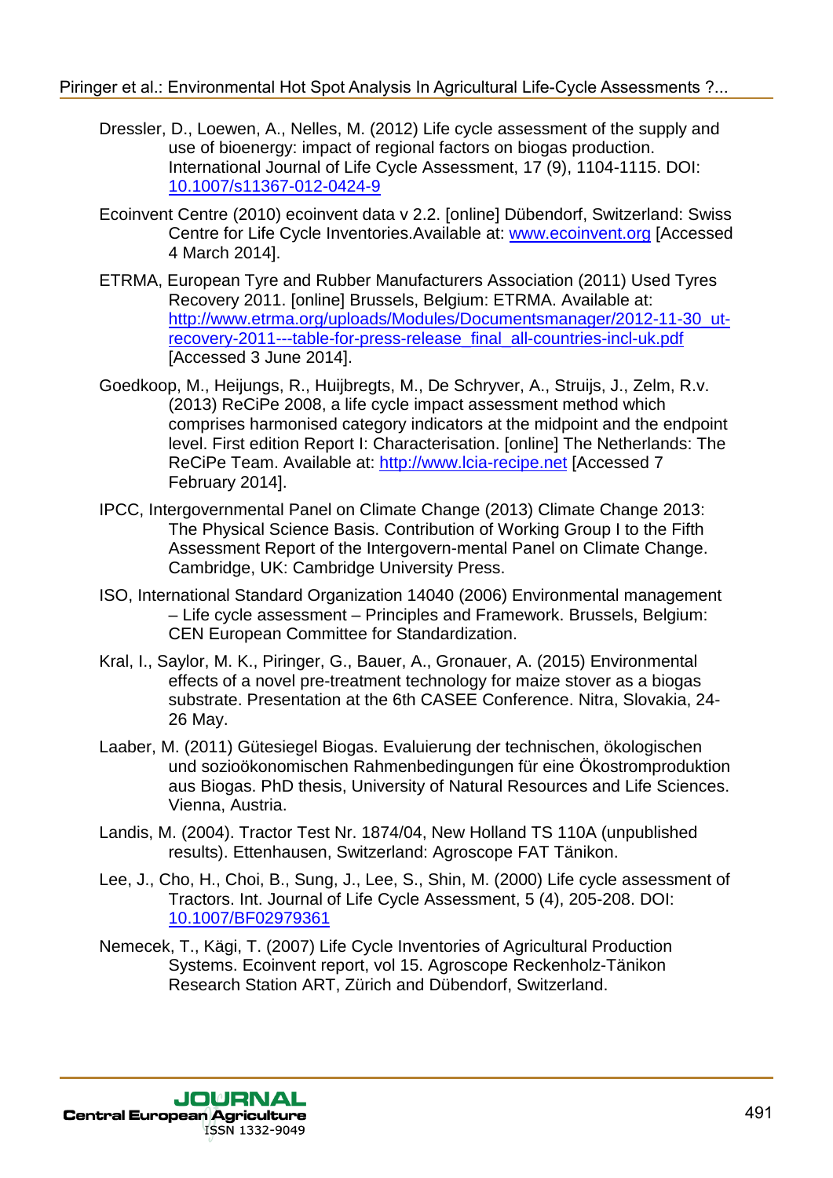Dressler, D., Loewen, A., Nelles, M. (2012) Life cycle assessment of the supply and use of bioenergy: impact of regional factors on biogas production. International Journal of Life Cycle Assessment, 17 (9), 1104-1115. DOI: [10.1007/s11367-012-0424-9](10.1007/s11367-012-0424-9)

Ecoinvent Centre (2010) ecoinvent data v 2.2. [online] Dübendorf, Switzerland: Swiss Centre for Life Cycle Inventories.Available at: [www.ecoinvent.org](www.ecoinvent.org) [Accessed 4 March 2014].

ETRMA, European Tyre and Rubber Manufacturers Association (2011) Used Tyres Recovery 2011. [online] Brussels, Belgium: ETRMA. Available at: [http://www.etrma.org/uploads/Modules/Documentsmanager/2012-11-30_ut-recovery-2011---table-for-press-release_final_all-countries-incl-uk.pdf](http://www.etrma.org/uploads/Modules/Documentsmanager/2012-11-30_ut-recovery-2011---table-for-press-release_final_all-countries-incl-uk.pdf) [Accessed 3 June 2014].

Goedkoop, M., Heijungs, R., Huijbregts, M., De Schryver, A., Struijs, J., Zelm, R.v. (2013) ReCiPe 2008, a life cycle impact assessment method which comprises harmonised category indicators at the midpoint and the endpoint level. First edition Report I: Characterisation. [online] The Netherlands: The ReCiPe Team. Available at: [http://www.lcia-recipe.net](http://www.lcia-recipe.net) [Accessed 7 February 2014].

IPCC, Intergovernmental Panel on Climate Change (2013) Climate Change 2013: The Physical Science Basis. Contribution of Working Group I to the Fifth Assessment Report of the Intergovern-mental Panel on Climate Change. Cambridge, UK: Cambridge University Press.

ISO, International Standard Organization 14040 (2006) Environmental management – Life cycle assessment – Principles and Framework. Brussels, Belgium: CEN European Committee for Standardization.

Kral, I., Saylor, M. K., Piringer, G., Bauer, A., Gronauer, A. (2015) Environmental effects of a novel pre-treatment technology for maize stover as a biogas substrate. Presentation at the 6th CASEE Conference. Nitra, Slovakia, 24-26 May.

Laaber, M. (2011) Gütesiegel Biogas. Evaluierung der technischen, ökologischen und sozioökonomischen Rahmenbedingungen für eine Ökostromproduktion aus Biogas. PhD thesis, University of Natural Resources and Life Sciences. Vienna, Austria.

Landis, M. (2004). Tractor Test Nr. 1874/04, New Holland TS 110A (unpublished results). Ettenhausen, Switzerland: Agroscope FAT Tänikon.

Lee, J., Cho, H., Choi, B., Sung, J., Lee, S., Shin, M. (2000) Life cycle assessment of Tractors. Int. Journal of Life Cycle Assessment, 5 (4), 205-208. DOI: [10.1007/BF02979361](10.1007/BF02979361)

Nemecek, T., Kägi, T. (2007) Life Cycle Inventories of Agricultural Production Systems. Ecoinvent report, vol 15. Agroscope Reckenholz-Tänikon Research Station ART, Zürich and Dübendorf, Switzerland.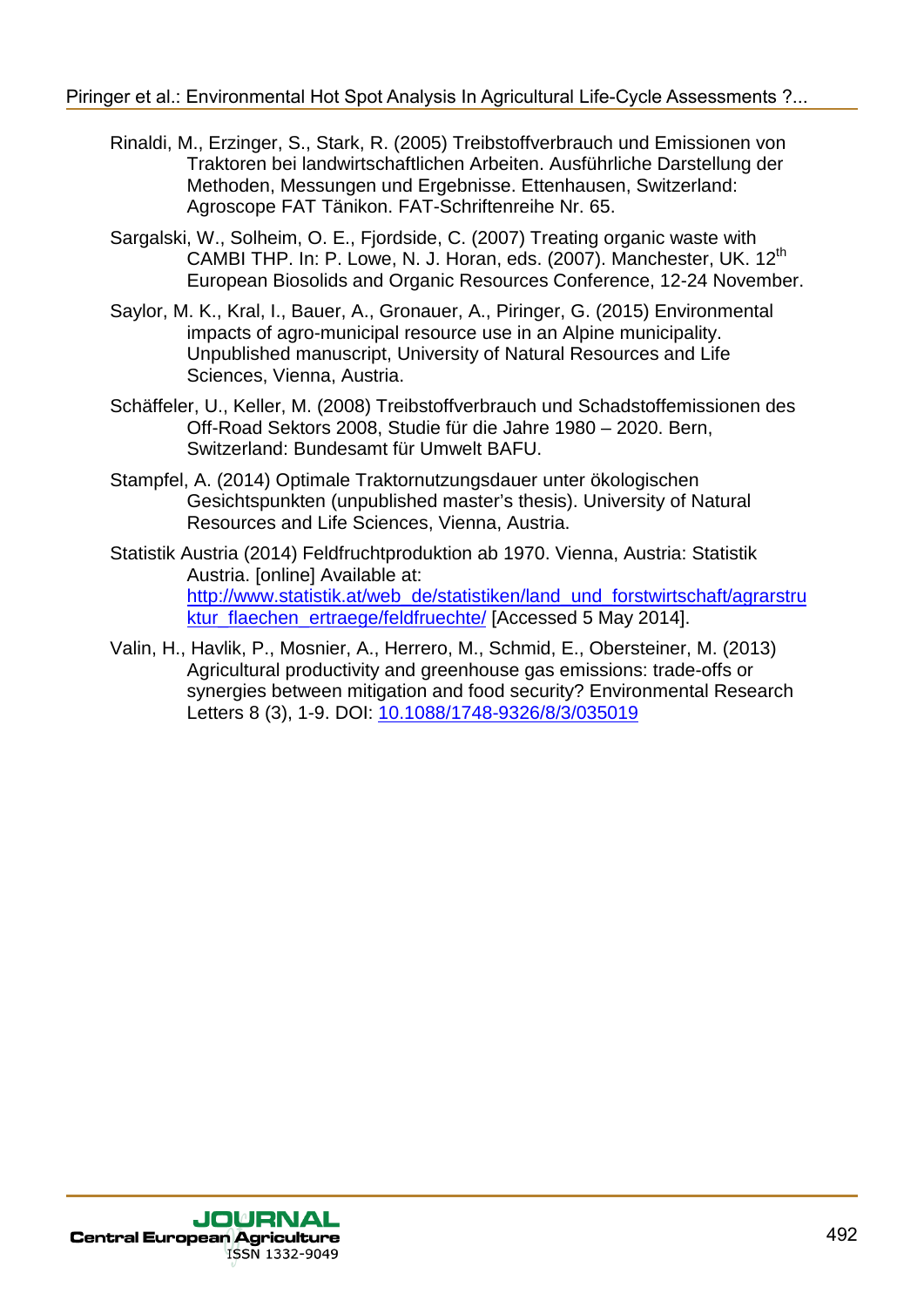Rinaldi, M., Erzinger, S., Stark, R. (2005) Treibstoffverbrauch und Emissionen von Traktoren bei landwirtschaftlichen Arbeiten. Ausführliche Darstellung der Methoden, Messungen und Ergebnisse. Ettenhausen, Switzerland: Agroscope FAT Tänikon. FAT-Schriftenreihe Nr. 65.

Sargalski, W., Solheim, O. E., Fjordside, C. (2007) Treating organic waste with CAMBI THP. In: P. Lowe, N. J. Horan, eds. (2007). Manchester, UK. 12th European Biosolids and Organic Resources Conference, 12-24 November.

Saylor, M. K., Kral, I., Bauer, A., Gronauer, A., Piringer, G. (2015) Environmental impacts of agro-municipal resource use in an Alpine municipality. Unpublished manuscript, University of Natural Resources and Life Sciences, Vienna, Austria.

Schäffeler, U., Keller, M. (2008) Treibstoffverbrauch und Schadstoffemissionen des Off-Road Sektors 2008, Studie für die Jahre 1980 – 2020. Bern, Switzerland: Bundesamt für Umwelt BAFU.

Stampfel, A. (2014) Optimale Traktornutzungsdauer unter ökologischen Gesichtspunkten (unpublished master's thesis). University of Natural Resources and Life Sciences, Vienna, Austria.

Statistik Austria (2014) Feldfruchtproduktion ab 1970. Vienna, Austria: Statistik Austria. [online] Available at: http://www.statistik.at/web_de/statistiken/land_und_forstwirtschaft/agrarstruktur_flaechen_ertraege/feldfruechte/ [Accessed 5 May 2014].

Valin, H., Havlik, P., Mosnier, A., Herrero, M., Schmid, E., Obersteiner, M. (2013) Agricultural productivity and greenhouse gas emissions: trade-offs or synergies between mitigation and food security? Environmental Research Letters 8 (3), 1-9. DOI: 10.1088/1748-9326/8/3/035019